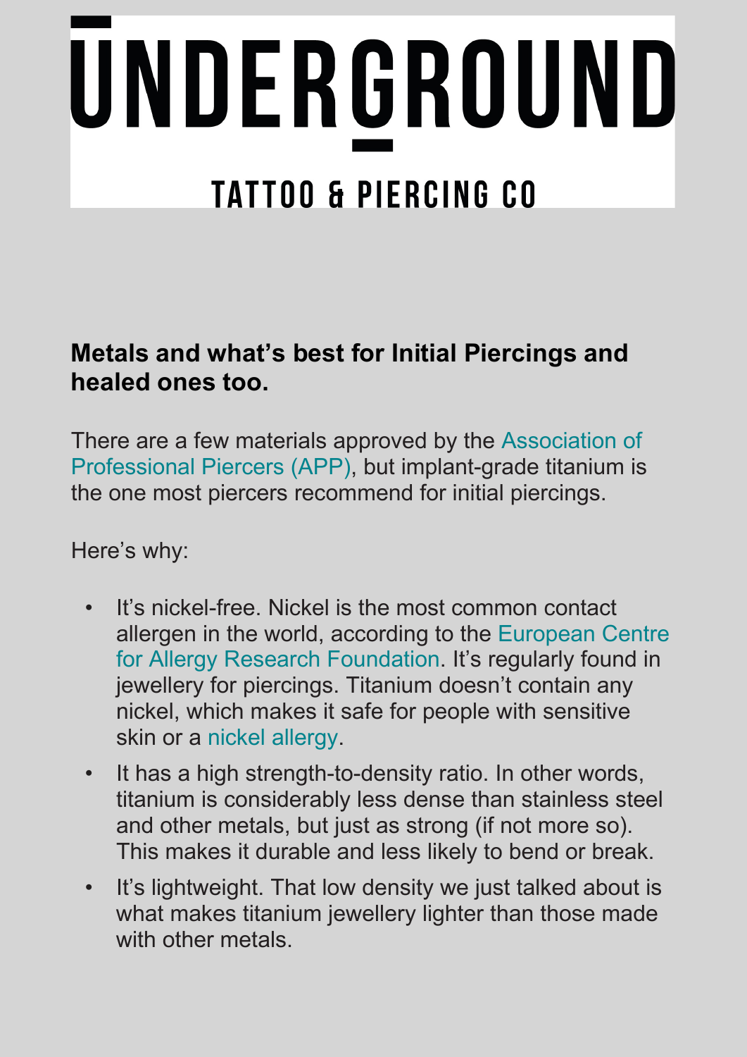# UNDERGROUND

## TATTOO & PIERCING CO

**Metals and what's best for Initial Piercings and healed ones too.**

There are a few materials approved by the Association of Professional Piercers (APP), but implant-grade titanium is the one most piercers recommend for initial piercings.

Here's why:

- It's nickel-free. Nickel is the most common contact allergen in the world, according to the European Centre for Allergy Research Foundation. It's regularly found in jewellery for piercings. Titanium doesn't contain any nickel, which makes it safe for people with sensitive skin or a nickel allergy.
- It has a high strength-to-density ratio. In other words, titanium is considerably less dense than stainless steel and other metals, but just as strong (if not more so). This makes it durable and less likely to bend or break.
- It's lightweight. That low density we just talked about is what makes titanium jewellery lighter than those made with other metals.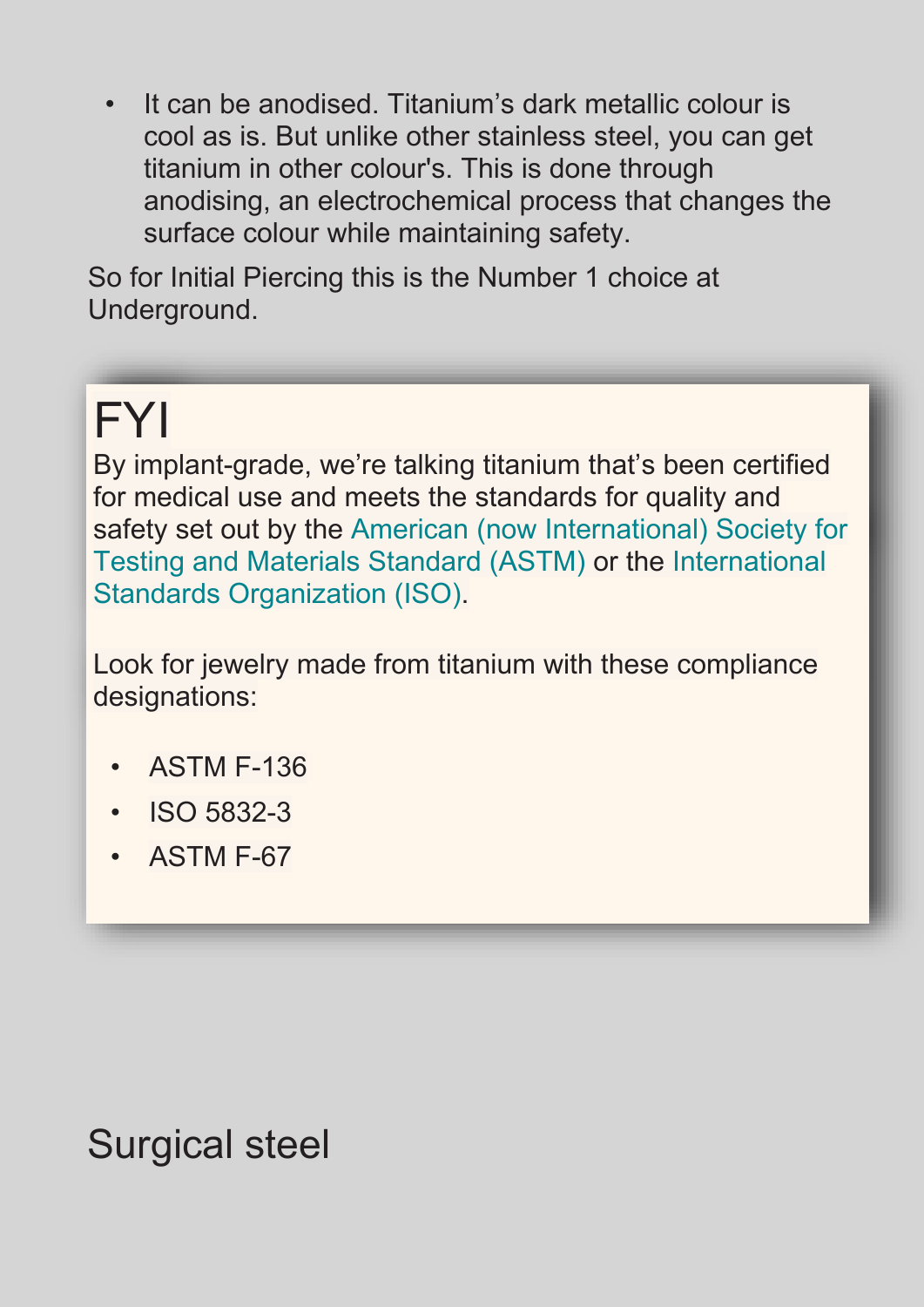- It can be anodised. Titanium's dark metallic colour is cool as is. But unlike other stainless steel, you can get titanium in other colour's. This is done through anodising, an electrochemical process that changes the surface colour while maintaining safety.

So for Initial Piercing this is the Number 1 choice at Underground.

## FYI

By implant-grade, we're talking titanium that's been certified for medical use and meets the standards for quality and safety set out by the American (now International) Society for Testing and Materials Standard (ASTM) or the International Standards Organization (ISO).

Look for jewelry made from titanium with these compliance designations:

- ASTM F-136
- ISO 5832-3
- ASTM F-67

## Surgical steel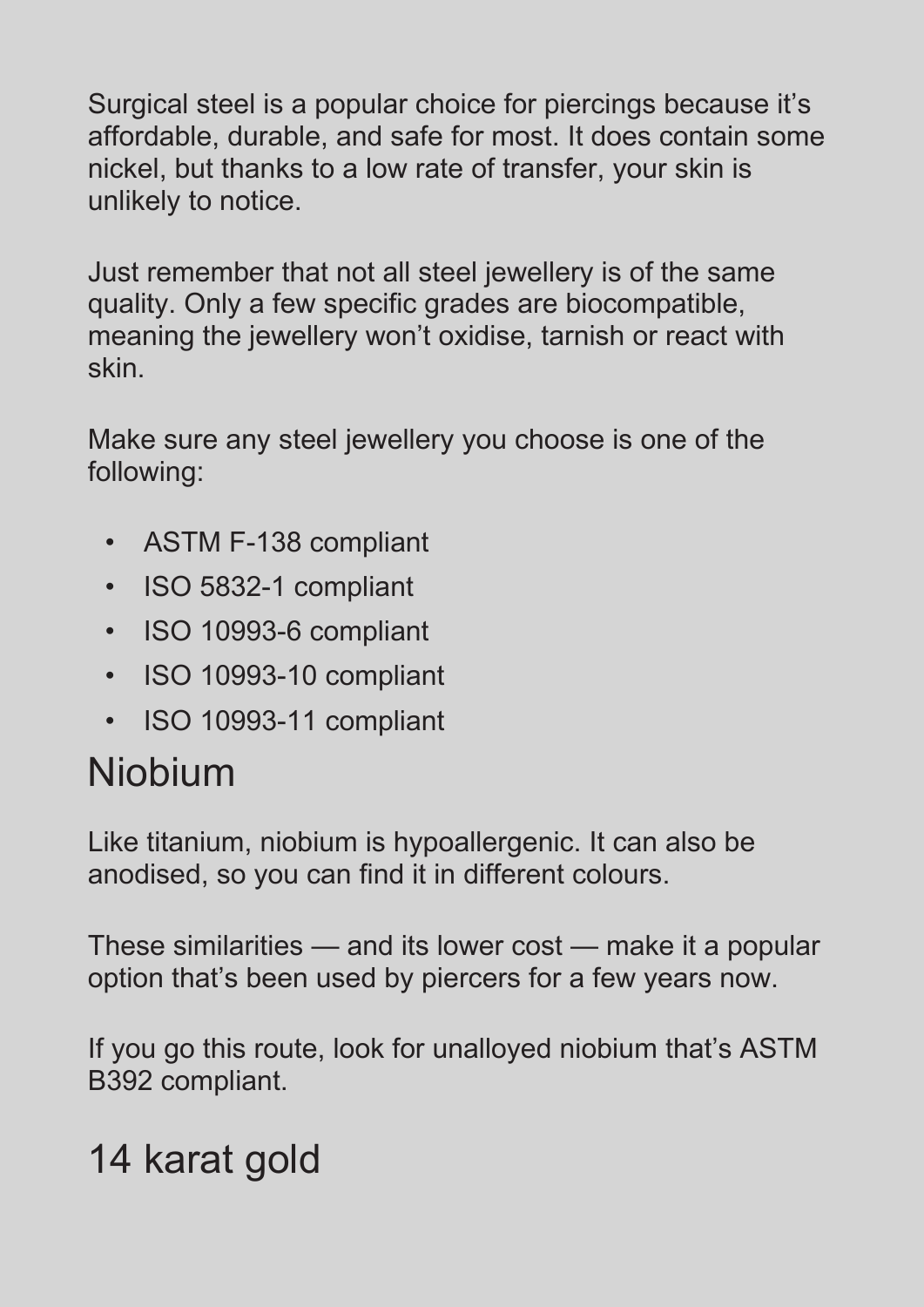Surgical steel is a popular choice for piercings because it's affordable, durable, and safe for most. It does contain some nickel, but thanks to a low rate of transfer, your skin is unlikely to notice.

Just remember that not all steel jewellery is of the same quality. Only a few specific grades are biocompatible, meaning the jewellery won't oxidise, tarnish or react with skin.

Make sure any steel jewellery you choose is one of the following:

- ASTM F-138 compliant
- ISO 5832-1 compliant
- ISO 10993-6 compliant
- ISO 10993-10 compliant
- ISO 10993-11 compliant

## Niobium

Like titanium, niobium is hypoallergenic. It can also be anodised, so you can find it in different colours.

These similarities — and its lower cost — make it a popular option that's been used by piercers for a few years now.

If you go this route, look for unalloyed niobium that's ASTM B392 compliant.

## 14 karat gold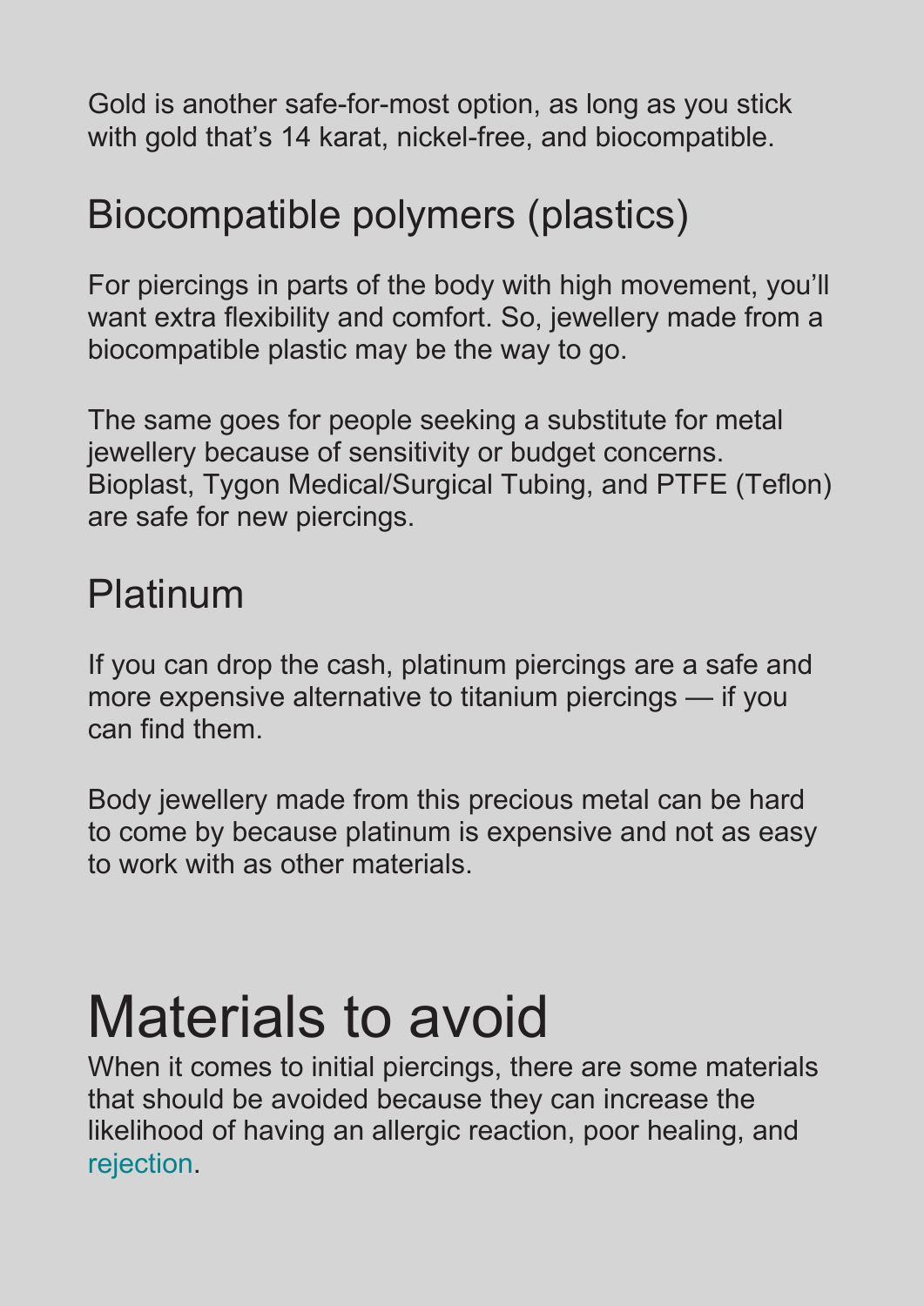Gold is another safe-for-most option, as long as you stick with gold that's 14 karat, nickel-free, and biocompatible.

### Biocompatible polymers (plastics)

For piercings in parts of the body with high movement, you'll want extra flexibility and comfort. So, jewellery made from a biocompatible plastic may be the way to go.

The same goes for people seeking a substitute for metal jewellery because of sensitivity or budget concerns. Bioplast, Tygon Medical/Surgical Tubing, and PTFE (Teflon) are safe for new piercings.

### Platinum

If you can drop the cash, platinum piercings are a safe and more expensive alternative to titanium piercings — if you can find them.

Body jewellery made from this precious metal can be hard to come by because platinum is expensive and not as easy to work with as other materials.

## Materials to avoid

When it comes to initial piercings, there are some materials that should be avoided because they can increase the likelihood of having an allergic reaction, poor healing, and rejection.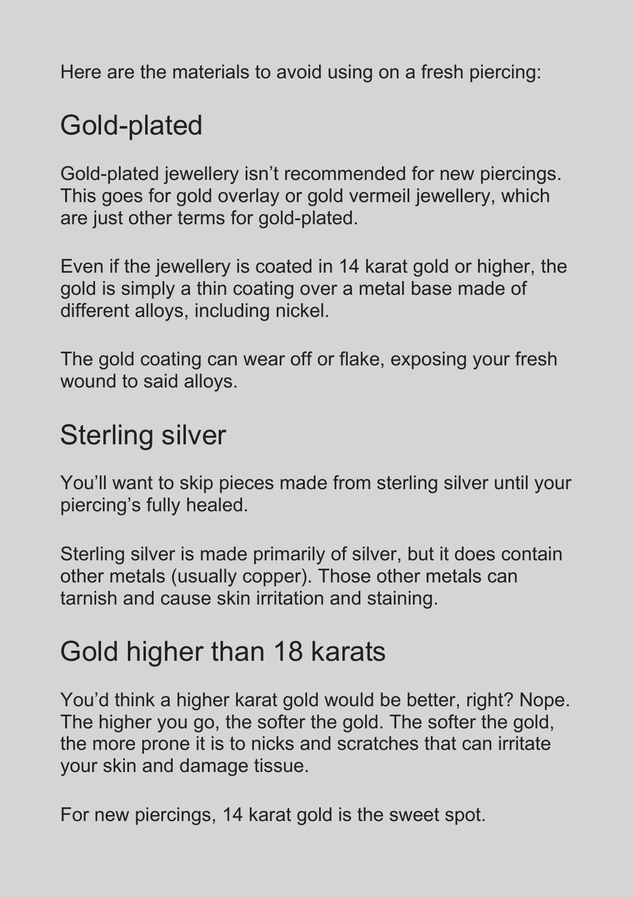Here are the materials to avoid using on a fresh piercing:

## Gold-plated

Gold-plated jewellery isn't recommended for new piercings. This goes for gold overlay or gold vermeil jewellery, which are just other terms for gold-plated.

Even if the jewellery is coated in 14 karat gold or higher, the gold is simply a thin coating over a metal base made of different alloys, including nickel.

The gold coating can wear off or flake, exposing your fresh wound to said alloys.

## Sterling silver

You'll want to skip pieces made from sterling silver until your piercing's fully healed.

Sterling silver is made primarily of silver, but it does contain other metals (usually copper). Those other metals can tarnish and cause skin irritation and staining.

## Gold higher than 18 karats

You'd think a higher karat gold would be better, right? Nope. The higher you go, the softer the gold. The softer the gold, the more prone it is to nicks and scratches that can irritate your skin and damage tissue.

For new piercings, 14 karat gold is the sweet spot.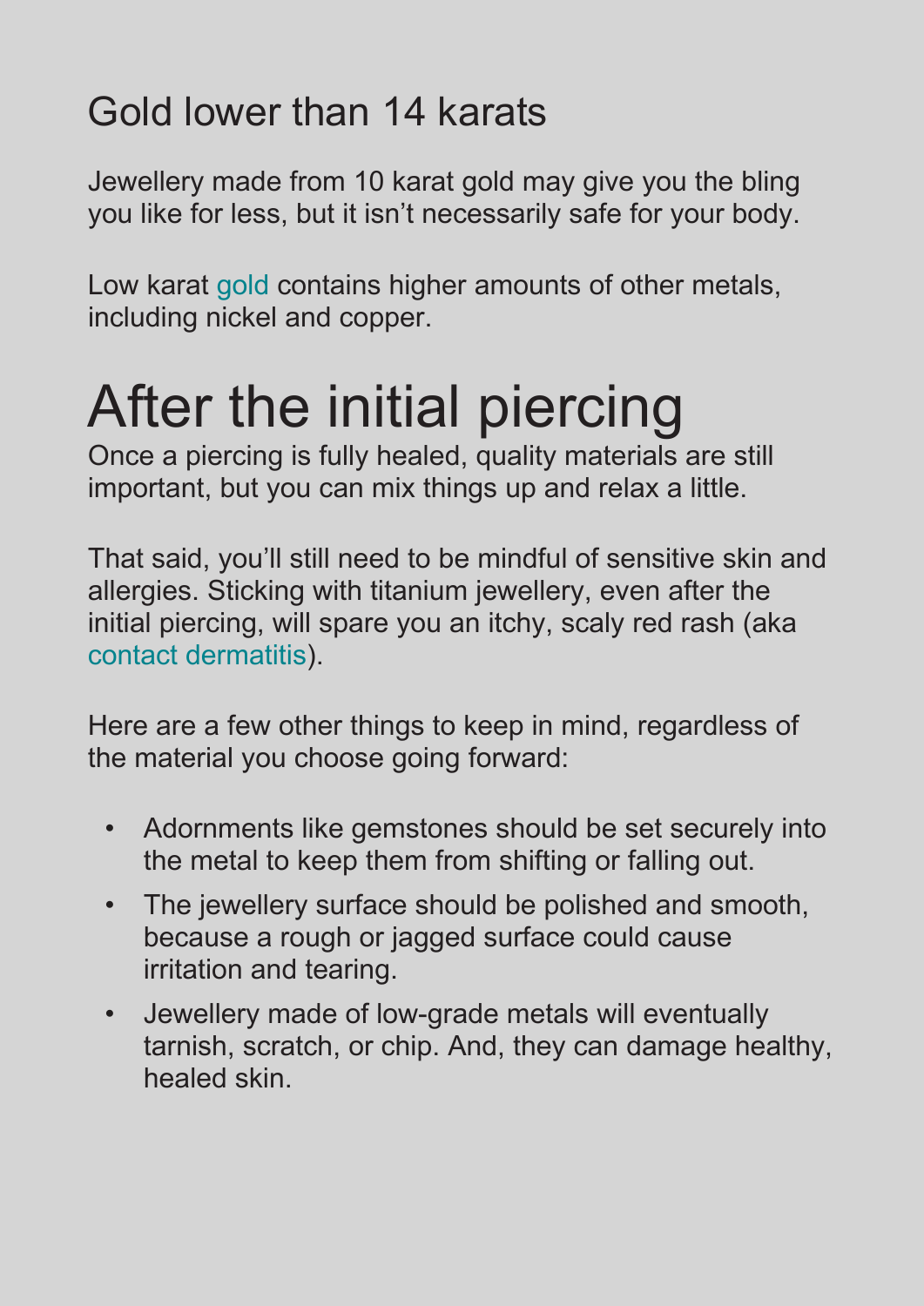### Gold lower than 14 karats

Jewellery made from 10 karat gold may give you the bling you like for less, but it isn't necessarily safe for your body.

Low karat gold contains higher amounts of other metals, including nickel and copper.

## After the initial piercing

Once a piercing is fully healed, quality materials are still important, but you can mix things up and relax a little.

That said, you'll still need to be mindful of sensitive skin and allergies. Sticking with titanium jewellery, even after the initial piercing, will spare you an itchy, scaly red rash (aka contact dermatitis).

Here are a few other things to keep in mind, regardless of the material you choose going forward:

- Adornments like gemstones should be set securely into the metal to keep them from shifting or falling out.
- The jewellery surface should be polished and smooth, because a rough or jagged surface could cause irritation and tearing.
- Jewellery made of low-grade metals will eventually tarnish, scratch, or chip. And, they can damage healthy, healed skin.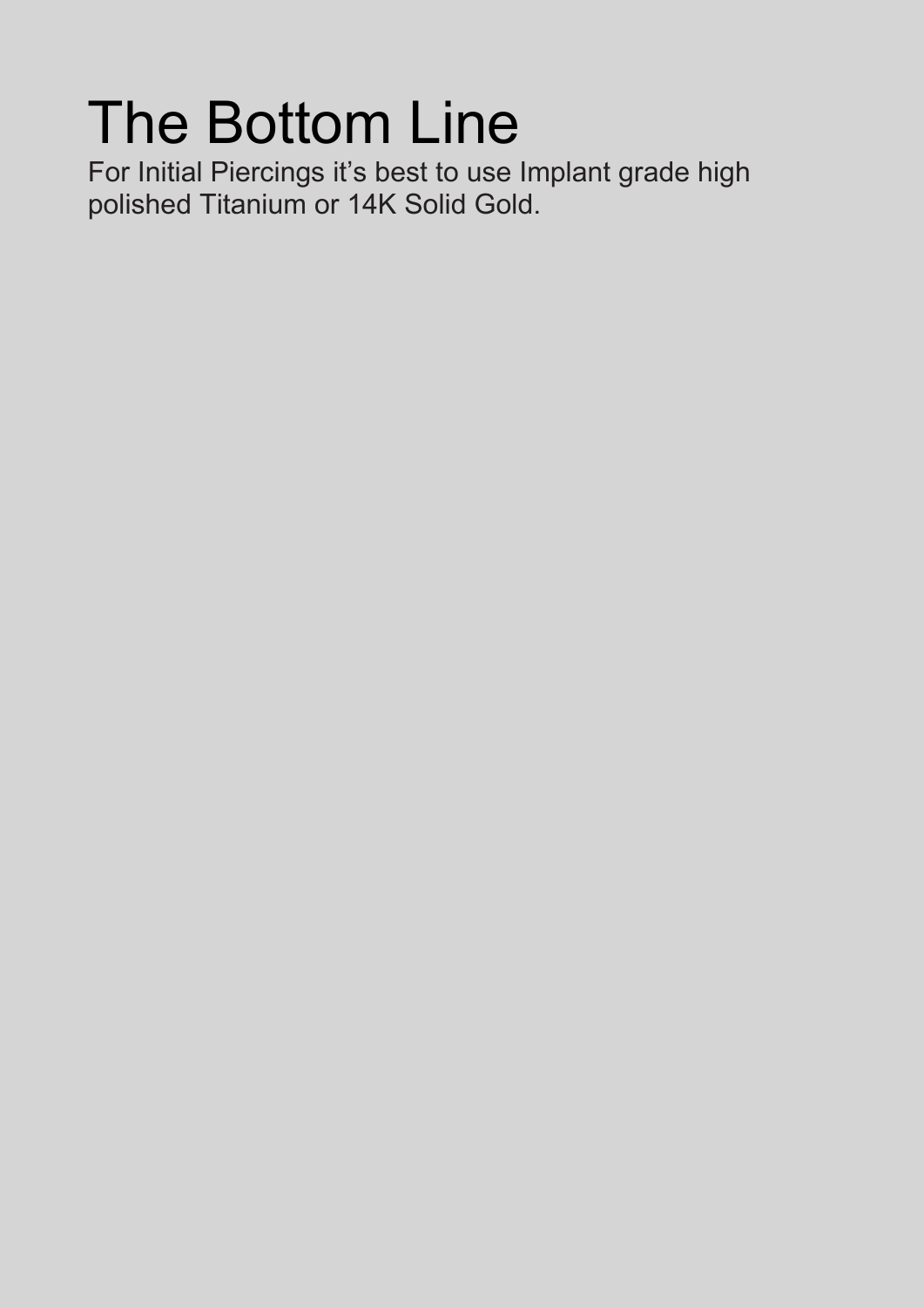# The Bottom Line

For Initial Piercings it’s best to use Implant grade high polished Titanium or 14K Solid Gold.